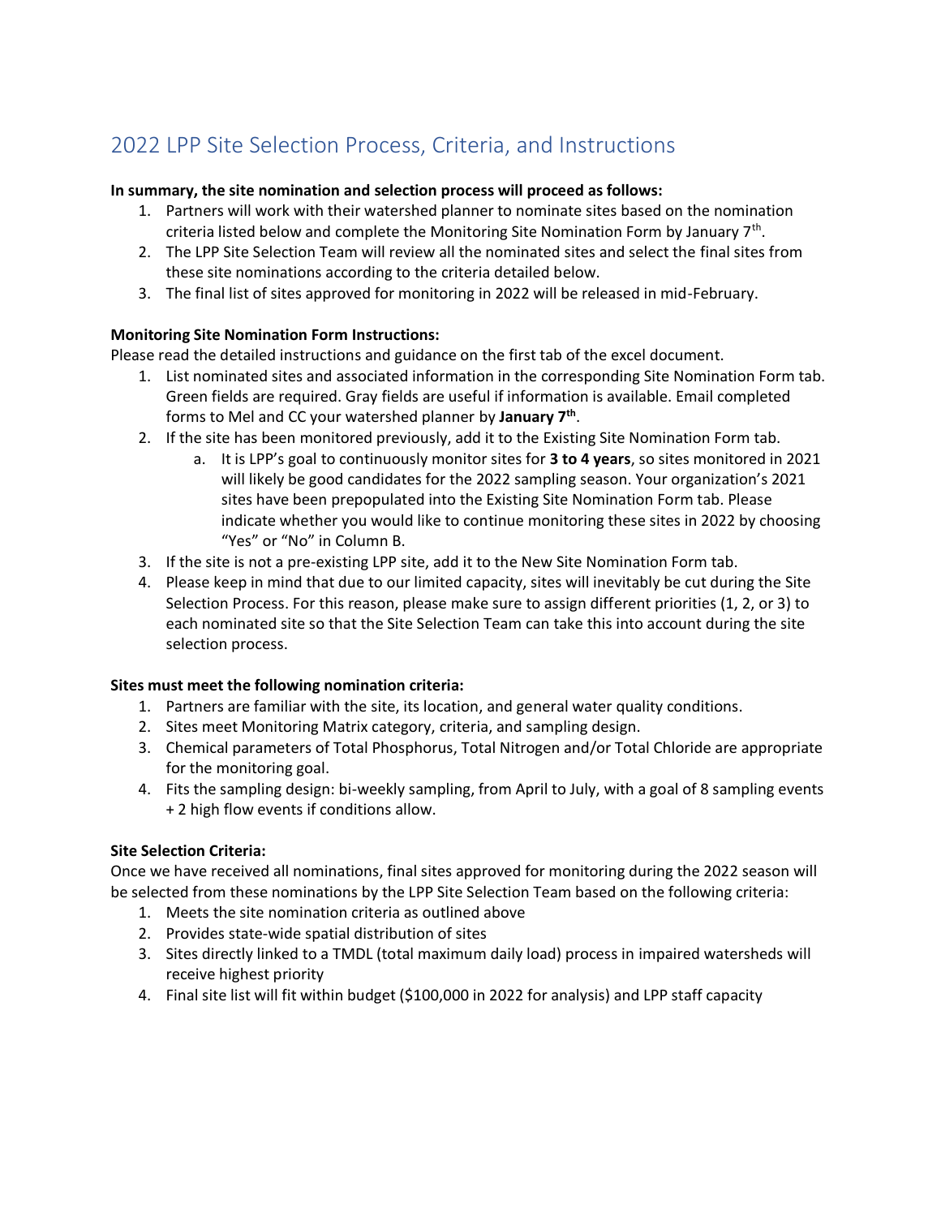# 2022 LPP Site Selection Process, Criteria, and Instructions

**In summary, the site nomination and selection process will proceed as follows:**

1. Partners will work with their watershed planner to nominate sites based on the nomination criteria listed below and complete the Monitoring Site Nomination Form by January 7th.
2. The LPP Site Selection Team will review all the nominated sites and select the final sites from these site nominations according to the criteria detailed below.
3. The final list of sites approved for monitoring in 2022 will be released in mid-February.

**Monitoring Site Nomination Form Instructions:**

Please read the detailed instructions and guidance on the first tab of the excel document.

1. List nominated sites and associated information in the corresponding Site Nomination Form tab. Green fields are required. Gray fields are useful if information is available. Email completed forms to Mel and CC your watershed planner by **January 7th**.
2. If the site has been monitored previously, add it to the Existing Site Nomination Form tab.
    a. It is LPP's goal to continuously monitor sites for **3 to 4 years**, so sites monitored in 2021 will likely be good candidates for the 2022 sampling season. Your organization's 2021 sites have been prepopulated into the Existing Site Nomination Form tab. Please indicate whether you would like to continue monitoring these sites in 2022 by choosing "Yes" or "No" in Column B.
3. If the site is not a pre-existing LPP site, add it to the New Site Nomination Form tab.
4. Please keep in mind that due to our limited capacity, sites will inevitably be cut during the Site Selection Process. For this reason, please make sure to assign different priorities (1, 2, or 3) to each nominated site so that the Site Selection Team can take this into account during the site selection process.

**Sites must meet the following nomination criteria:**

1. Partners are familiar with the site, its location, and general water quality conditions.
2. Sites meet Monitoring Matrix category, criteria, and sampling design.
3. Chemical parameters of Total Phosphorus, Total Nitrogen and/or Total Chloride are appropriate for the monitoring goal.
4. Fits the sampling design: bi-weekly sampling, from April to July, with a goal of 8 sampling events + 2 high flow events if conditions allow.

**Site Selection Criteria:**

Once we have received all nominations, final sites approved for monitoring during the 2022 season will be selected from these nominations by the LPP Site Selection Team based on the following criteria:

1. Meets the site nomination criteria as outlined above
2. Provides state-wide spatial distribution of sites
3. Sites directly linked to a TMDL (total maximum daily load) process in impaired watersheds will receive highest priority
4. Final site list will fit within budget ($100,000 in 2022 for analysis) and LPP staff capacity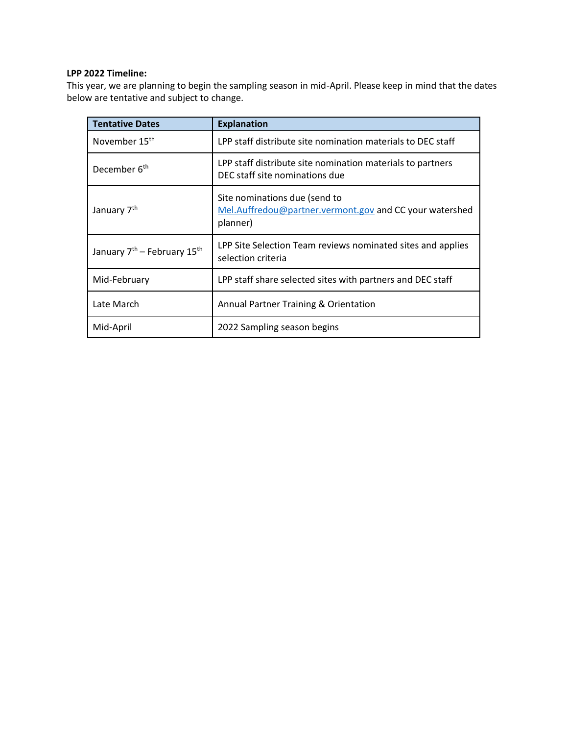**LPP 2022 Timeline:**

This year, we are planning to begin the sampling season in mid-April. Please keep in mind that the dates below are tentative and subject to change.

| Tentative Dates | Explanation |
| --- | --- |
| November 15th | LPP staff distribute site nomination materials to DEC staff |
| December 6th | LPP staff distribute site nomination materials to partners<br>DEC staff site nominations due |
| January 7th | Site nominations due (send to Mel.Auffredou@partner.vermont.gov and CC your watershed planner) |
| January 7th – February 15th | LPP Site Selection Team reviews nominated sites and applies selection criteria |
| Mid-February | LPP staff share selected sites with partners and DEC staff |
| Late March | Annual Partner Training & Orientation |
| Mid-April | 2022 Sampling season begins |